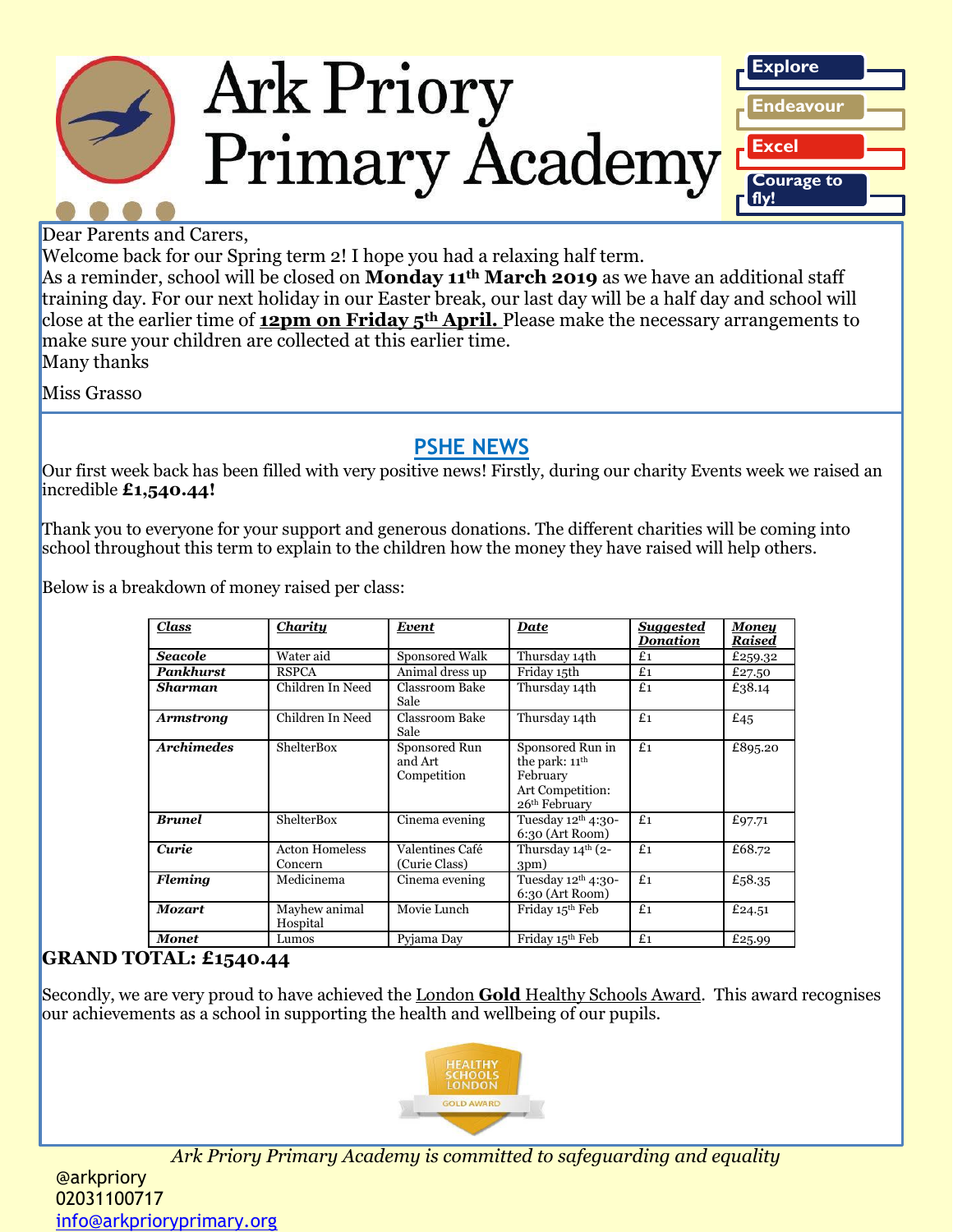# Ark Priory Primary Academy

**Explore**
**Endeavour**
**Excel**
**Courage to fly!**

Dear Parents and Carers,

Welcome back for our Spring term 2! I hope you had a relaxing half term.

As a reminder, school will be closed on **Monday 11th March 2019** as we have an additional staff training day. For our next holiday in our Easter break, our last day will be a half day and school will close at the earlier time of **12pm on Friday 5th April.** Please make the necessary arrangements to make sure your children are collected at this earlier time.

Many thanks

Miss Grasso

## PSHE NEWS

Our first week back has been filled with very positive news! Firstly, during our charity Events week we raised an incredible **£1,540.44!**

Thank you to everyone for your support and generous donations. The different charities will be coming into school throughout this term to explain to the children how the money they have raised will help others.

Below is a breakdown of money raised per class:

| *Class* | *Charity* | *Event* | *Date* | *Suggested Donation* | *Money Raised* |
|---|---|---|---|---|---|
| ***Seacole*** | Water aid | Sponsored Walk | Thursday 14th | £1 | £259.32 |
| ***Pankhurst*** | RSPCA | Animal dress up | Friday 15th | £1 | £27.50 |
| ***Sharman*** | Children In Need | Classroom Bake Sale | Thursday 14th | £1 | £38.14 |
| ***Armstrong*** | Children In Need | Classroom Bake Sale | Thursday 14th | £1 | £45 |
| ***Archimedes*** | ShelterBox | Sponsored Run and Art Competition | Sponsored Run in the park: 11th February<br>Art Competition: 26th February | £1 | £895.20 |
| ***Brunel*** | ShelterBox | Cinema evening | Tuesday 12th 4:30-6:30 (Art Room) | £1 | £97.71 |
| ***Curie*** | Acton Homeless Concern | Valentines Café (Curie Class) | Thursday 14th (2-3pm) | £1 | £68.72 |
| ***Fleming*** | Medicinema | Cinema evening | Tuesday 12th 4:30-6:30 (Art Room) | £1 | £58.35 |
| ***Mozart*** | Mayhew animal Hospital | Movie Lunch | Friday 15th Feb | £1 | £24.51 |
| ***Monet*** | Lumos | Pyjama Day | Friday 15th Feb | £1 | £25.99 |

**GRAND TOTAL: £1540.44**

Secondly, we are very proud to have achieved the London **Gold** Healthy Schools Award. This award recognises our achievements as a school in supporting the health and wellbeing of our pupils.

*Ark Priory Primary Academy is committed to safeguarding and equality*

@arkpriory
02031100717
info@arkprioryprimary.org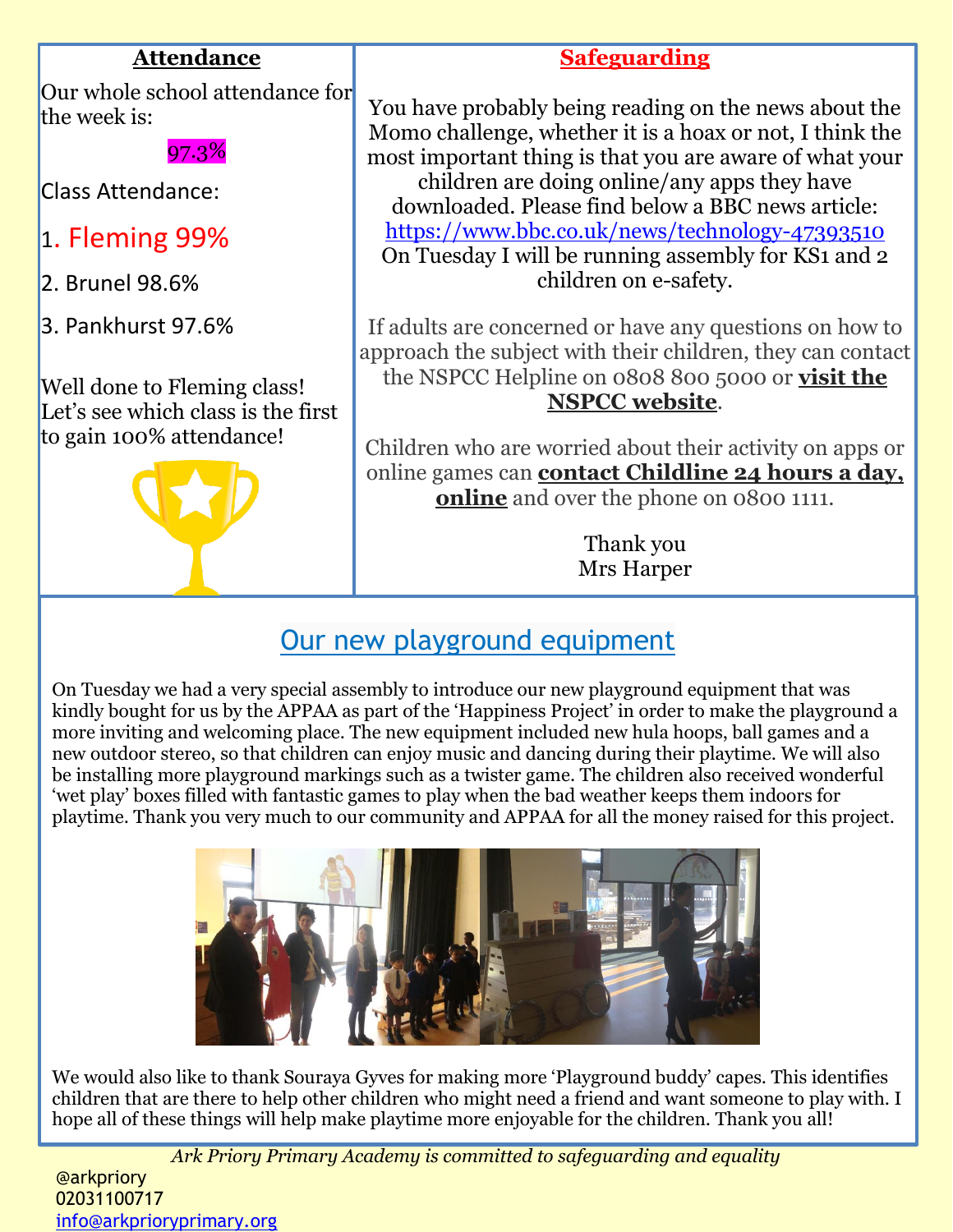## Attendance

Our whole school attendance for the week is:

97.3%

Class Attendance:

1. Fleming 99%

2. Brunel 98.6%

3. Pankhurst 97.6%

Well done to Fleming class! Let's see which class is the first to gain 100% attendance!

## Safeguarding

You have probably being reading on the news about the Momo challenge, whether it is a hoax or not, I think the most important thing is that you are aware of what your children are doing online/any apps they have downloaded. Please find below a BBC news article: https://www.bbc.co.uk/news/technology-47393510 On Tuesday I will be running assembly for KS1 and 2 children on e-safety.

If adults are concerned or have any questions on how to approach the subject with their children, they can contact the NSPCC Helpline on 0808 800 5000 or **visit the NSPCC website**.

Children who are worried about their activity on apps or online games can **contact Childline 24 hours a day, online** and over the phone on 0800 1111.

Thank you
Mrs Harper

## Our new playground equipment

On Tuesday we had a very special assembly to introduce our new playground equipment that was kindly bought for us by the APPAA as part of the 'Happiness Project' in order to make the playground a more inviting and welcoming place. The new equipment included new hula hoops, ball games and a new outdoor stereo, so that children can enjoy music and dancing during their playtime. We will also be installing more playground markings such as a twister game. The children also received wonderful 'wet play' boxes filled with fantastic games to play when the bad weather keeps them indoors for playtime. Thank you very much to our community and APPAA for all the money raised for this project.

We would also like to thank Souraya Gyves for making more 'Playground buddy' capes. This identifies children that are there to help other children who might need a friend and want someone to play with. I hope all of these things will help make playtime more enjoyable for the children. Thank you all!

*Ark Priory Primary Academy is committed to safeguarding and equality*

@arkpriory
02031100717
info@arkprioryprimary.org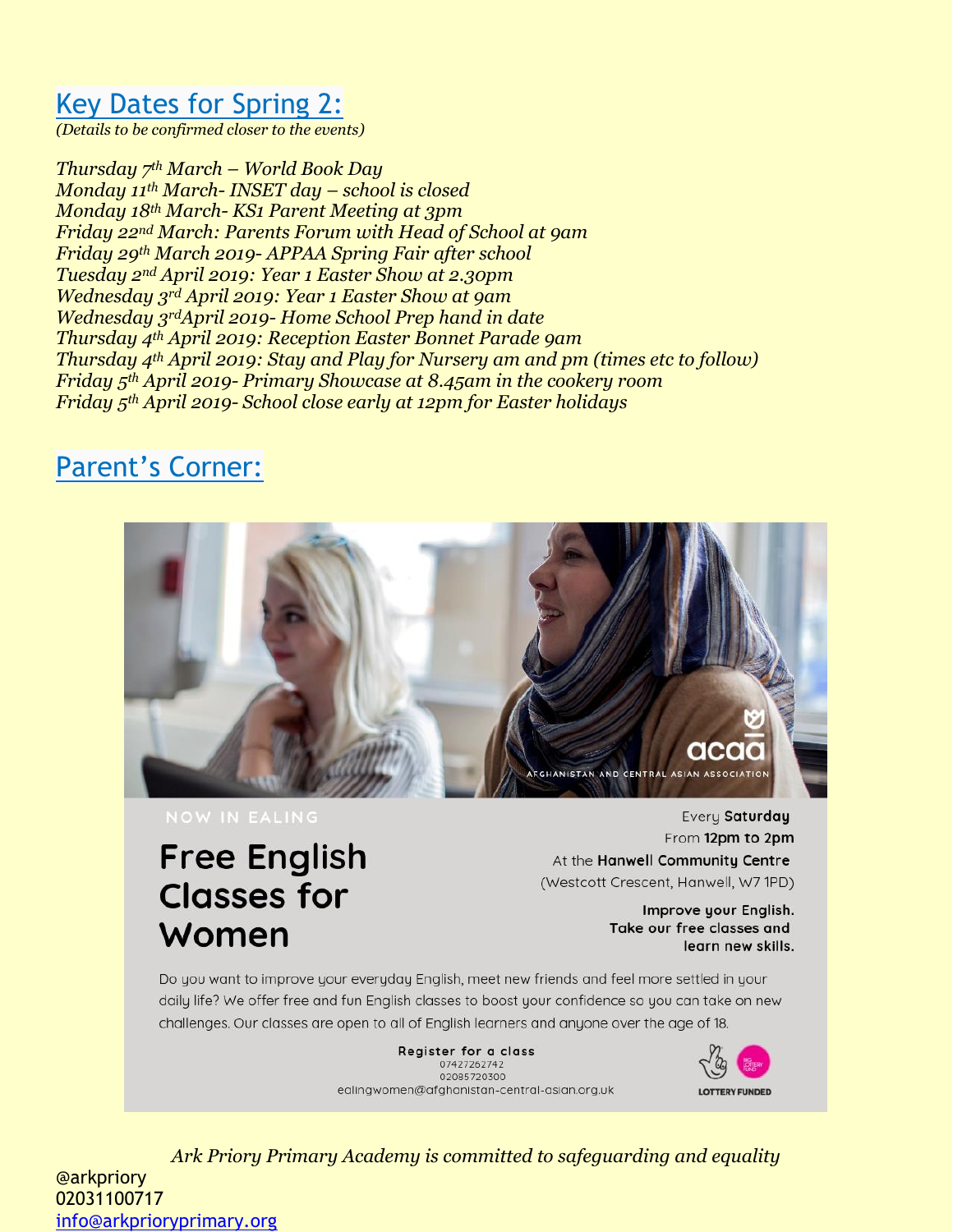## Key Dates for Spring 2:

*(Details to be confirmed closer to the events)*

*Thursday 7th March – World Book Day*
*Monday 11th March- INSET day – school is closed*
*Monday 18th March- KS1 Parent Meeting at 3pm*
*Friday 22nd March: Parents Forum with Head of School at 9am*
*Friday 29th March 2019- APPAA Spring Fair after school*
*Tuesday 2nd April 2019: Year 1 Easter Show at 2.30pm*
*Wednesday 3rd April 2019: Year 1 Easter Show at 9am*
*Wednesday 3rdApril 2019- Home School Prep hand in date*
*Thursday 4th April 2019: Reception Easter Bonnet Parade 9am*
*Thursday 4th April 2019: Stay and Play for Nursery am and pm (times etc to follow)*
*Friday 5th April 2019- Primary Showcase at 8.45am in the cookery room*
*Friday 5th April 2019- School close early at 12pm for Easter holidays*

## Parent's Corner:

acaa
AFGHANISTAN AND CENTRAL ASIAN ASSOCIATION

NOW IN EALING

# Free English Classes for Women

Every **Saturday**
From **12pm to 2pm**
At the **Hanwell Community Centre**
(Westcott Crescent, Hanwell, W7 1PD)

**Improve your English. Take our free classes and learn new skills.**

Do you want to improve your everyday English, meet new friends and feel more settled in your daily life? We offer free and fun English classes to boost your confidence so you can take on new challenges. Our classes are open to all of English learners and anyone over the age of 18.

**Register for a class**
07427262742
02085720300
ealingwomen@afghanistan-central-asian.org.uk

LOTTERY FUNDED

*Ark Priory Primary Academy is committed to safeguarding and equality*

@arkpriory
02031100717
info@arkprioryprimary.org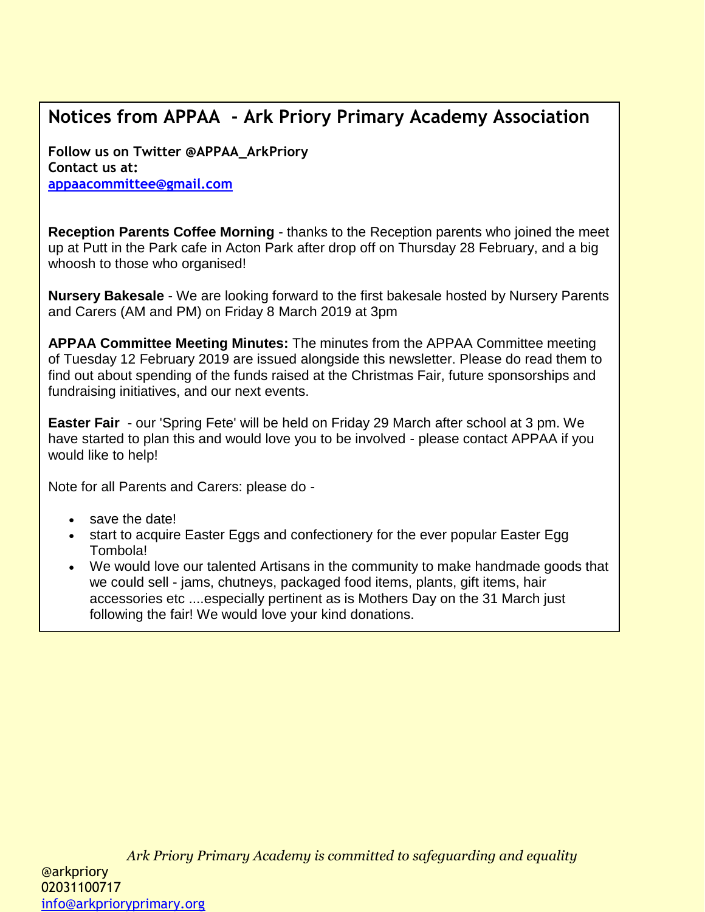## Notices from APPAA - Ark Priory Primary Academy Association

**Follow us on Twitter @APPAA_ArkPriory**
**Contact us at:**
**appaacommittee@gmail.com**

**Reception Parents Coffee Morning** - thanks to the Reception parents who joined the meet up at Putt in the Park cafe in Acton Park after drop off on Thursday 28 February, and a big whoosh to those who organised!

**Nursery Bakesale** - We are looking forward to the first bakesale hosted by Nursery Parents and Carers (AM and PM) on Friday 8 March 2019 at 3pm

**APPAA Committee Meeting Minutes:** The minutes from the APPAA Committee meeting of Tuesday 12 February 2019 are issued alongside this newsletter. Please do read them to find out about spending of the funds raised at the Christmas Fair, future sponsorships and fundraising initiatives, and our next events.

**Easter Fair** - our 'Spring Fete' will be held on Friday 29 March after school at 3 pm. We have started to plan this and would love you to be involved - please contact APPAA if you would like to help!

Note for all Parents and Carers: please do -

- save the date!
- start to acquire Easter Eggs and confectionery for the ever popular Easter Egg Tombola!
- We would love our talented Artisans in the community to make handmade goods that we could sell - jams, chutneys, packaged food items, plants, gift items, hair accessories etc ....especially pertinent as is Mothers Day on the 31 March just following the fair! We would love your kind donations.

*Ark Priory Primary Academy is committed to safeguarding and equality*

@arkpriory
02031100717
info@arkprioryprimary.org